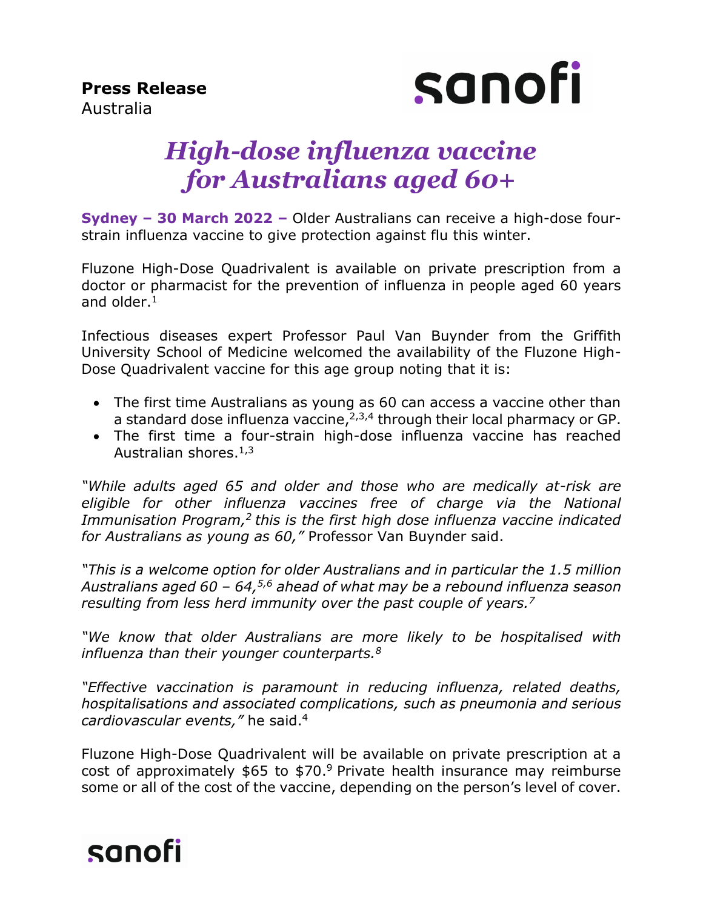**Press Release**
Australia

sanofi

# *High-dose influenza vaccine for Australians aged 60+*

**Sydney – 30 March 2022 –** Older Australians can receive a high-dose four-strain influenza vaccine to give protection against flu this winter.

Fluzone High-Dose Quadrivalent is available on private prescription from a doctor or pharmacist for the prevention of influenza in people aged 60 years and older.[1]

Infectious diseases expert Professor Paul Van Buynder from the Griffith University School of Medicine welcomed the availability of the Fluzone High-Dose Quadrivalent vaccine for this age group noting that it is:

- The first time Australians as young as 60 can access a vaccine other than a standard dose influenza vaccine,[2,3,4] through their local pharmacy or GP.
- The first time a four-strain high-dose influenza vaccine has reached Australian shores.[1,3]

*"While adults aged 65 and older and those who are medically at-risk are eligible for other influenza vaccines free of charge via the National Immunisation Program,[2] this is the first high dose influenza vaccine indicated for Australians as young as 60,"* Professor Van Buynder said.

*"This is a welcome option for older Australians and in particular the 1.5 million Australians aged 60 – 64,[5,6] ahead of what may be a rebound influenza season resulting from less herd immunity over the past couple of years.[7]*

*"We know that older Australians are more likely to be hospitalised with influenza than their younger counterparts.[8]*

*"Effective vaccination is paramount in reducing influenza, related deaths, hospitalisations and associated complications, such as pneumonia and serious cardiovascular events,"* he said.[4]

Fluzone High-Dose Quadrivalent will be available on private prescription at a cost of approximately $65 to $70.[9] Private health insurance may reimburse some or all of the cost of the vaccine, depending on the person's level of cover.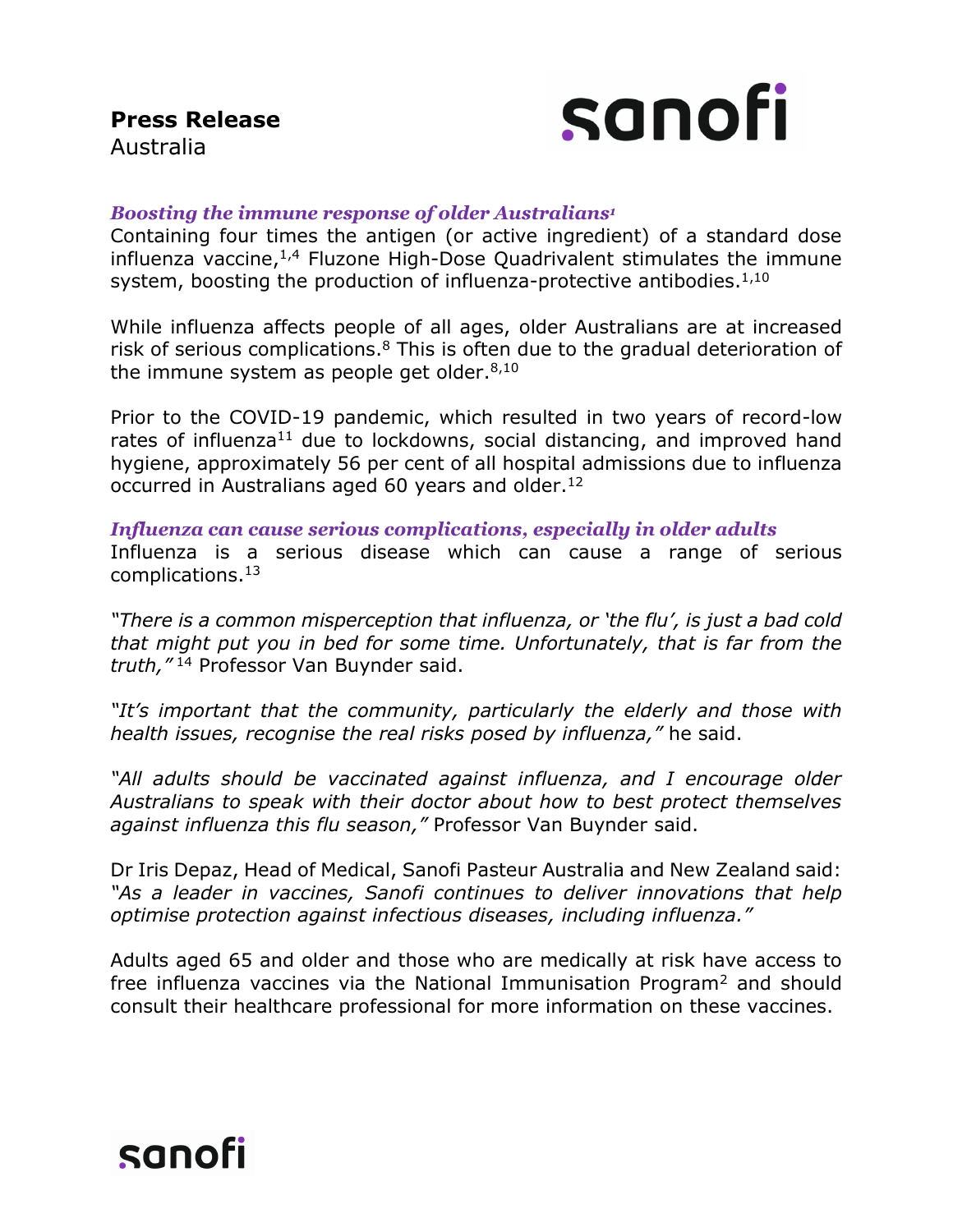**Press Release**
Australia

### *Boosting the immune response of older Australians[1]*

Containing four times the antigen (or active ingredient) of a standard dose influenza vaccine,[1,4] Fluzone High-Dose Quadrivalent stimulates the immune system, boosting the production of influenza-protective antibodies.[1,10]

While influenza affects people of all ages, older Australians are at increased risk of serious complications.[8] This is often due to the gradual deterioration of the immune system as people get older.[8,10]

Prior to the COVID-19 pandemic, which resulted in two years of record-low rates of influenza[11] due to lockdowns, social distancing, and improved hand hygiene, approximately 56 per cent of all hospital admissions due to influenza occurred in Australians aged 60 years and older.[12]

### *Influenza can cause serious complications, especially in older adults*

Influenza is a serious disease which can cause a range of serious complications.[13]

*"There is a common misperception that influenza, or 'the flu', is just a bad cold that might put you in bed for some time. Unfortunately, that is far from the truth,"* [14] Professor Van Buynder said.

*"It's important that the community, particularly the elderly and those with health issues, recognise the real risks posed by influenza,"* he said.

*"All adults should be vaccinated against influenza, and I encourage older Australians to speak with their doctor about how to best protect themselves against influenza this flu season,"* Professor Van Buynder said.

Dr Iris Depaz, Head of Medical, Sanofi Pasteur Australia and New Zealand said: *"As a leader in vaccines, Sanofi continues to deliver innovations that help optimise protection against infectious diseases, including influenza."*

Adults aged 65 and older and those who are medically at risk have access to free influenza vaccines via the National Immunisation Program[2] and should consult their healthcare professional for more information on these vaccines.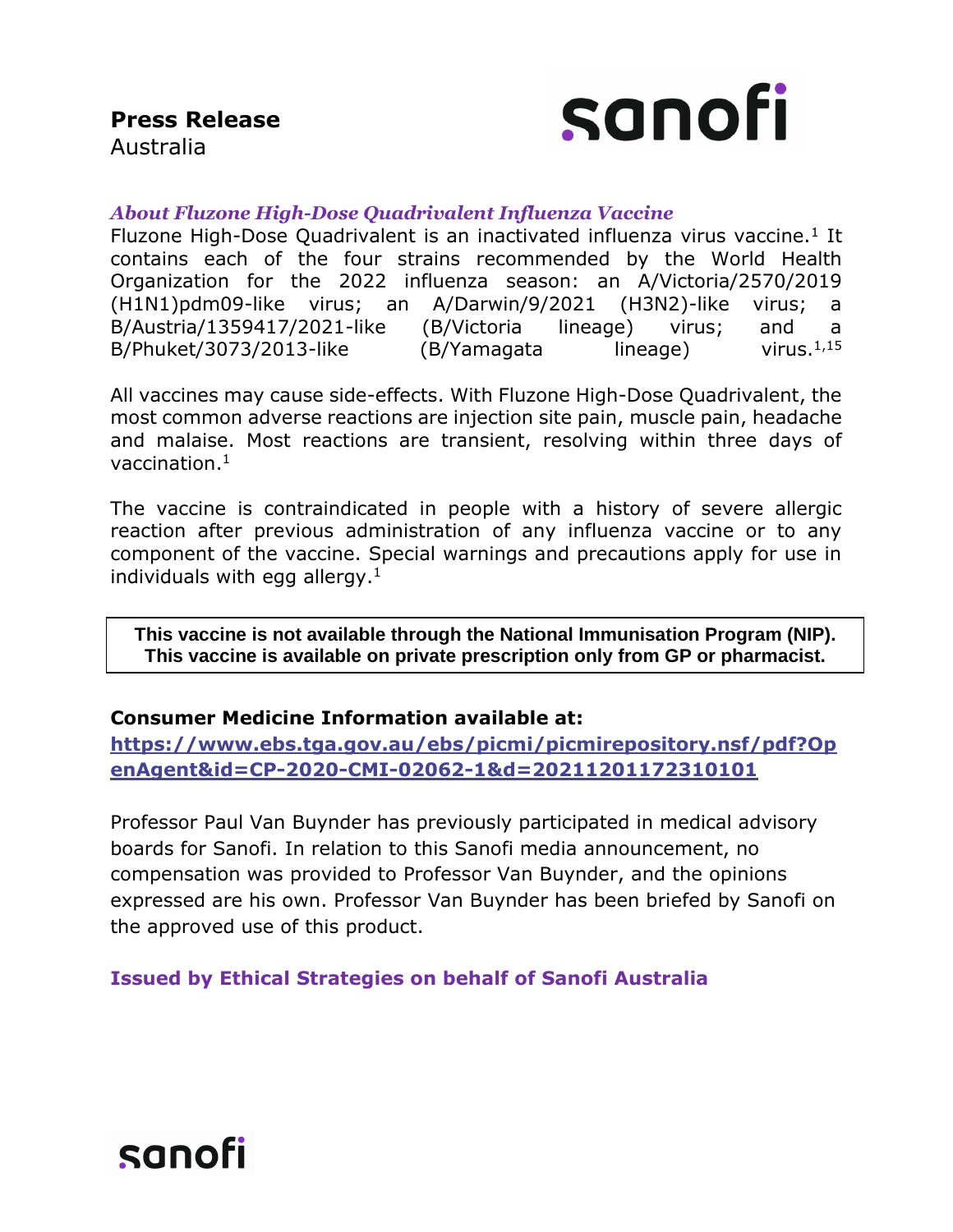### *About Fluzone High-Dose Quadrivalent Influenza Vaccine*

Fluzone High-Dose Quadrivalent is an inactivated influenza virus vaccine.[1] It contains each of the four strains recommended by the World Health Organization for the 2022 influenza season: an A/Victoria/2570/2019 (H1N1)pdm09-like virus; an A/Darwin/9/2021 (H3N2)-like virus; a B/Austria/1359417/2021-like (B/Victoria lineage) virus; and a B/Phuket/3073/2013-like (B/Yamagata lineage) virus.[1,15]

All vaccines may cause side-effects. With Fluzone High-Dose Quadrivalent, the most common adverse reactions are injection site pain, muscle pain, headache and malaise. Most reactions are transient, resolving within three days of vaccination.[1]

The vaccine is contraindicated in people with a history of severe allergic reaction after previous administration of any influenza vaccine or to any component of the vaccine. Special warnings and precautions apply for use in individuals with egg allergy.[1]

**This vaccine is not available through the National Immunisation Program (NIP).**
**This vaccine is available on private prescription only from GP or pharmacist.**

**Consumer Medicine Information available at:**
**https://www.ebs.tga.gov.au/ebs/picmi/picmirepository.nsf/pdf?OpenAgent&id=CP-2020-CMI-02062-1&d=20211201172310101**

Professor Paul Van Buynder has previously participated in medical advisory boards for Sanofi. In relation to this Sanofi media announcement, no compensation was provided to Professor Van Buynder, and the opinions expressed are his own. Professor Van Buynder has been briefed by Sanofi on the approved use of this product.

**Issued by Ethical Strategies on behalf of Sanofi Australia**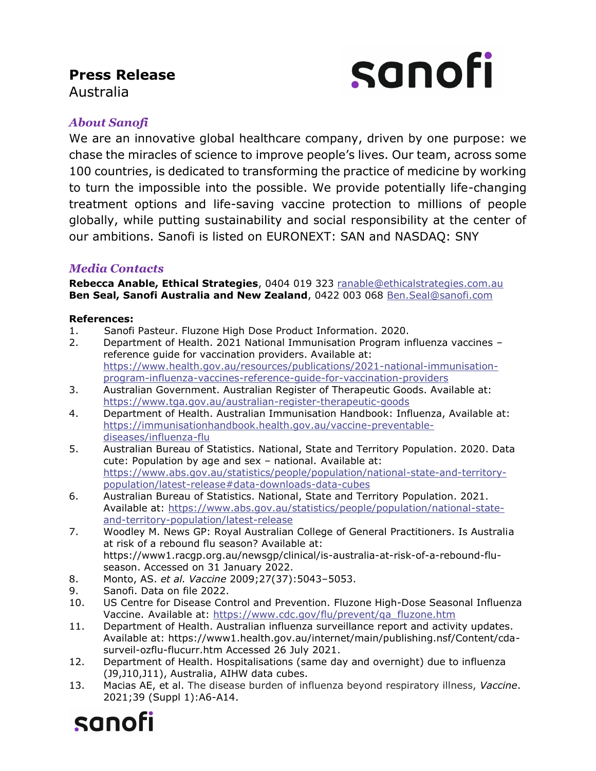**Press Release**
Australia

### *About Sanofi*

We are an innovative global healthcare company, driven by one purpose: we chase the miracles of science to improve people's lives. Our team, across some 100 countries, is dedicated to transforming the practice of medicine by working to turn the impossible into the possible. We provide potentially life-changing treatment options and life-saving vaccine protection to millions of people globally, while putting sustainability and social responsibility at the center of our ambitions. Sanofi is listed on EURONEXT: SAN and NASDAQ: SNY

### *Media Contacts*

**Rebecca Anable, Ethical Strategies**, 0404 019 323 ranable@ethicalstrategies.com.au
**Ben Seal, Sanofi Australia and New Zealand**, 0422 003 068 Ben.Seal@sanofi.com

**References:**

1. Sanofi Pasteur. Fluzone High Dose Product Information. 2020.
2. Department of Health. 2021 National Immunisation Program influenza vaccines – reference guide for vaccination providers. Available at: https://www.health.gov.au/resources/publications/2021-national-immunisation-program-influenza-vaccines-reference-guide-for-vaccination-providers
3. Australian Government. Australian Register of Therapeutic Goods. Available at: https://www.tga.gov.au/australian-register-therapeutic-goods
4. Department of Health. Australian Immunisation Handbook: Influenza, Available at: https://immunisationhandbook.health.gov.au/vaccine-preventable-diseases/influenza-flu
5. Australian Bureau of Statistics. National, State and Territory Population. 2020. Data cute: Population by age and sex – national. Available at: https://www.abs.gov.au/statistics/people/population/national-state-and-territory-population/latest-release#data-downloads-data-cubes
6. Australian Bureau of Statistics. National, State and Territory Population. 2021. Available at: https://www.abs.gov.au/statistics/people/population/national-state-and-territory-population/latest-release
7. Woodley M. News GP: Royal Australian College of General Practitioners. Is Australia at risk of a rebound flu season? Available at: https://www1.racgp.org.au/newsgp/clinical/is-australia-at-risk-of-a-rebound-flu-season. Accessed on 31 January 2022.
8. Monto, AS. *et al. Vaccine* 2009;27(37):5043–5053.
9. Sanofi. Data on file 2022.
10. US Centre for Disease Control and Prevention. Fluzone High-Dose Seasonal Influenza Vaccine. Available at: https://www.cdc.gov/flu/prevent/qa_fluzone.htm
11. Department of Health. Australian influenza surveillance report and activity updates. Available at: https://www1.health.gov.au/internet/main/publishing.nsf/Content/cda-surveil-ozflu-flucurr.htm Accessed 26 July 2021.
12. Department of Health. Hospitalisations (same day and overnight) due to influenza (J9,J10,J11), Australia, AIHW data cubes.
13. Macias AE, et al. The disease burden of influenza beyond respiratory illness, *Vaccine*. 2021;39 (Suppl 1):A6-A14.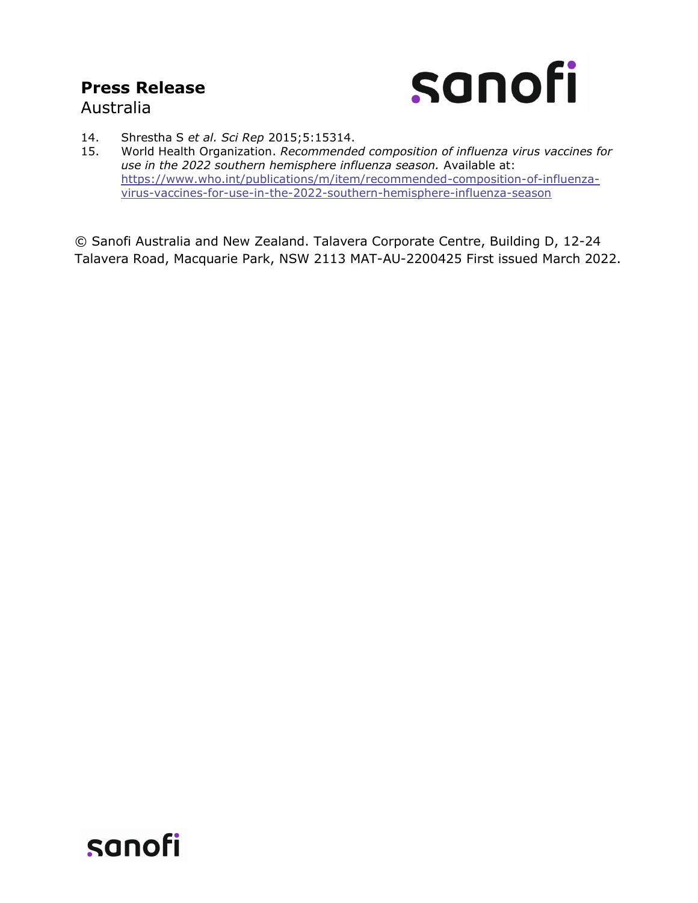14. Shrestha S *et al. Sci Rep* 2015;5:15314.
15. World Health Organization. *Recommended composition of influenza virus vaccines for use in the 2022 southern hemisphere influenza season.* Available at: https://www.who.int/publications/m/item/recommended-composition-of-influenza-virus-vaccines-for-use-in-the-2022-southern-hemisphere-influenza-season

© Sanofi Australia and New Zealand. Talavera Corporate Centre, Building D, 12-24 Talavera Road, Macquarie Park, NSW 2113 MAT-AU-2200425 First issued March 2022.